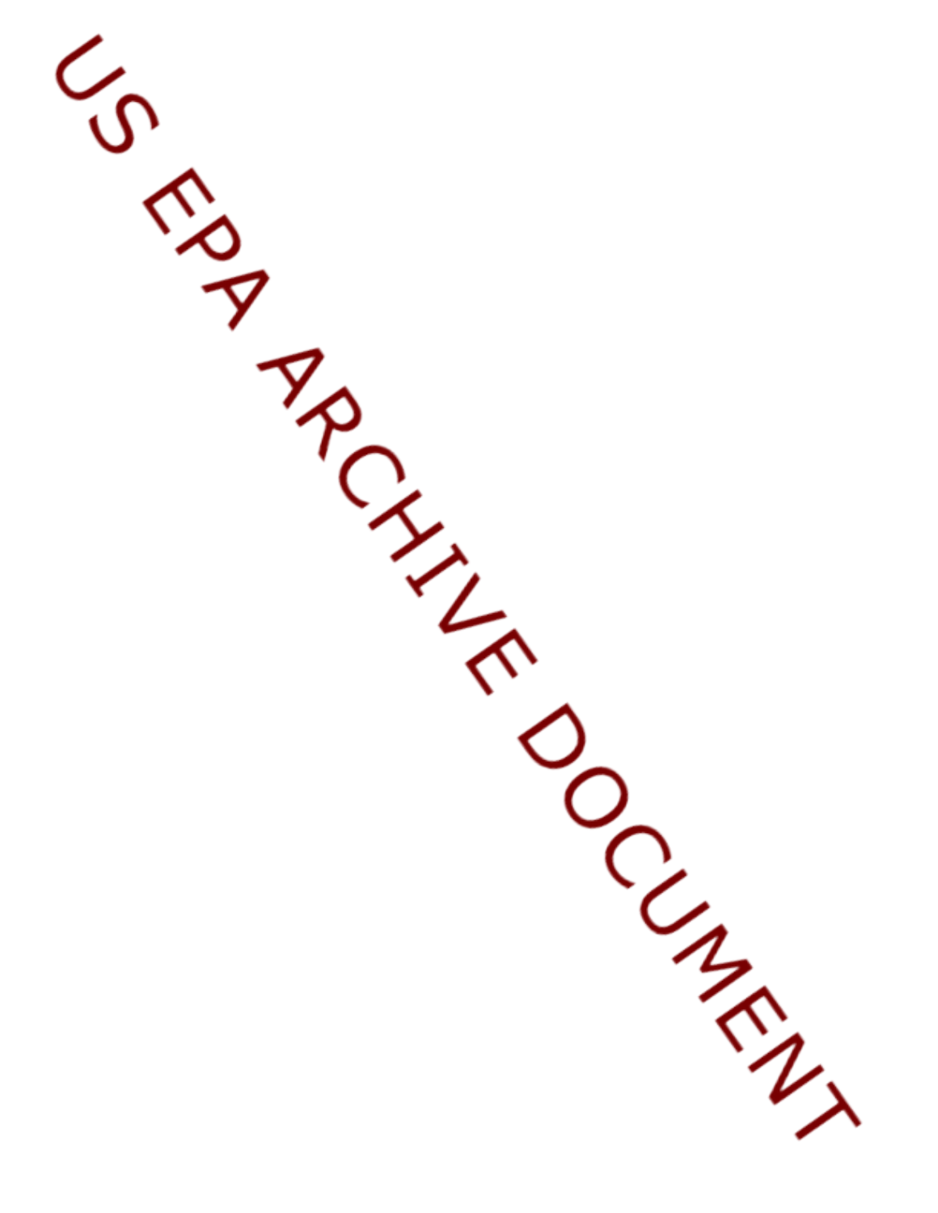US EPA ARCHIVE DOCUMENT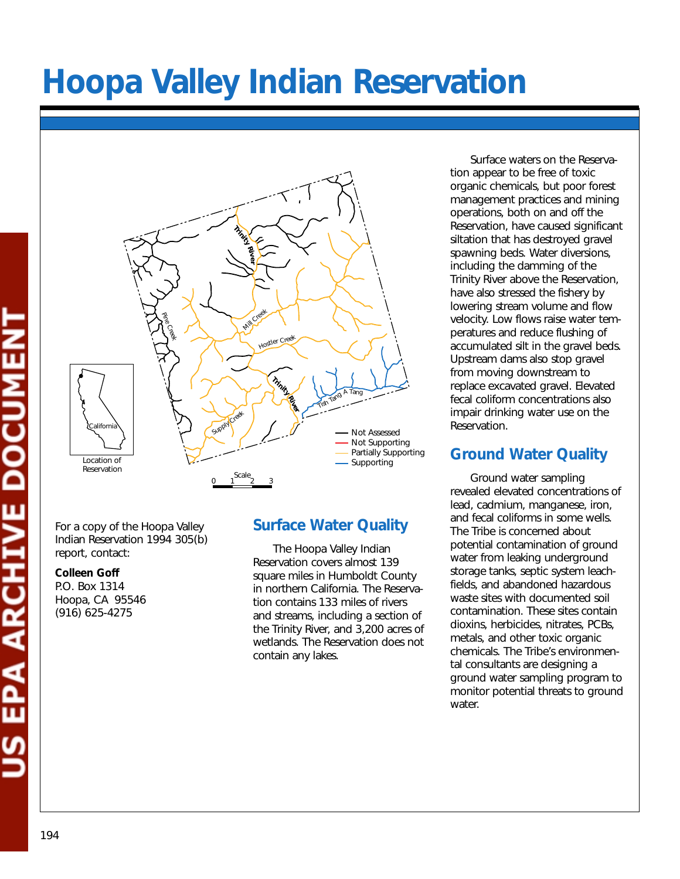# Hoopa Valley Indian Reservation

For a copy of the Hoopa Valley Indian Reservation 1994 305(b) report, contact:

**Colleen Goff**
P.O. Box 1314
Hoopa, CA 95546
(916) 625-4275

## Surface Water Quality

The Hoopa Valley Indian Reservation covers almost 139 square miles in Humboldt County in northern California. The Reservation contains 133 miles of rivers and streams, including a section of the Trinity River, and 3,200 acres of wetlands. The Reservation does not contain any lakes.

Surface waters on the Reservation appear to be free of toxic organic chemicals, but poor forest management practices and mining operations, both on and off the Reservation, have caused significant siltation that has destroyed gravel spawning beds. Water diversions, including the damming of the Trinity River above the Reservation, have also stressed the fishery by lowering stream volume and flow velocity. Low flows raise water temperatures and reduce flushing of accumulated silt in the gravel beds. Upstream dams also stop gravel from moving downstream to replace excavated gravel. Elevated fecal coliform concentrations also impair drinking water use on the Reservation.

## Ground Water Quality

Ground water sampling revealed elevated concentrations of lead, cadmium, manganese, iron, and fecal coliforms in some wells. The Tribe is concerned about potential contamination of ground water from leaking underground storage tanks, septic system leachfields, and abandoned hazardous waste sites with documented soil contamination. These sites contain dioxins, herbicides, nitrates, PCBs, metals, and other toxic organic chemicals. The Tribe's environmental consultants are designing a ground water sampling program to monitor potential threats to ground water.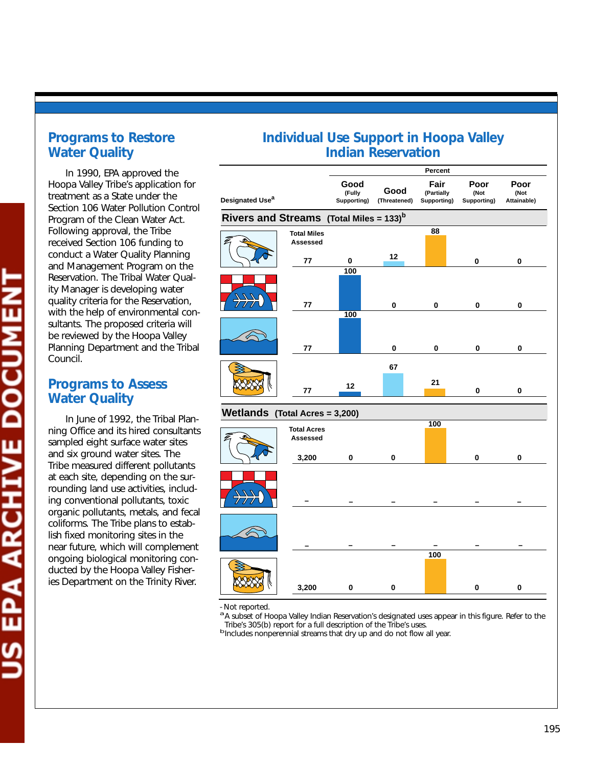## Programs to Restore Water Quality

In 1990, EPA approved the Hoopa Valley Tribe's application for treatment as a State under the Section 106 Water Pollution Control Program of the Clean Water Act. Following approval, the Tribe received Section 106 funding to conduct a Water Quality Planning and Management Program on the Reservation. The Tribal Water Quality Manager is developing water quality criteria for the Reservation, with the help of environmental consultants. The proposed criteria will be reviewed by the Hoopa Valley Planning Department and the Tribal Council.

## Programs to Assess Water Quality

In June of 1992, the Tribal Planning Office and its hired consultants sampled eight surface water sites and six ground water sites. The Tribe measured different pollutants at each site, depending on the surrounding land use activities, including conventional pollutants, toxic organic pollutants, metals, and fecal coliforms. The Tribe plans to establish fixed monitoring sites in the near future, which will complement ongoing biological monitoring conducted by the Hoopa Valley Fisheries Department on the Trinity River.

## Individual Use Support in Hoopa Valley Indian Reservation

Percent

Designated Use[a]

Good (Fully Supporting)
Good (Threatened)
Fair (Partially Supporting)
Poor (Not Supporting)
Poor (Not Attainable)

Rivers and Streams (Total Miles = 133)[b]

Total Miles Assessed

77 0 12 88 0 0

77 100 0 0 0 0

77 100 0 0 0 0

77 12 67 21 0 0

Wetlands (Total Acres = 3,200)

Total Acres Assessed

3,200 0 0 100 0 0

– – – – – –

– – – – – –

3,200 0 0 100 0 0

- Not reported.

[a]A subset of Hoopa Valley Indian Reservation's designated uses appear in this figure. Refer to the Tribe's 305(b) report for a full description of the Tribe's uses.

[b]Includes nonperennial streams that dry up and do not flow all year.